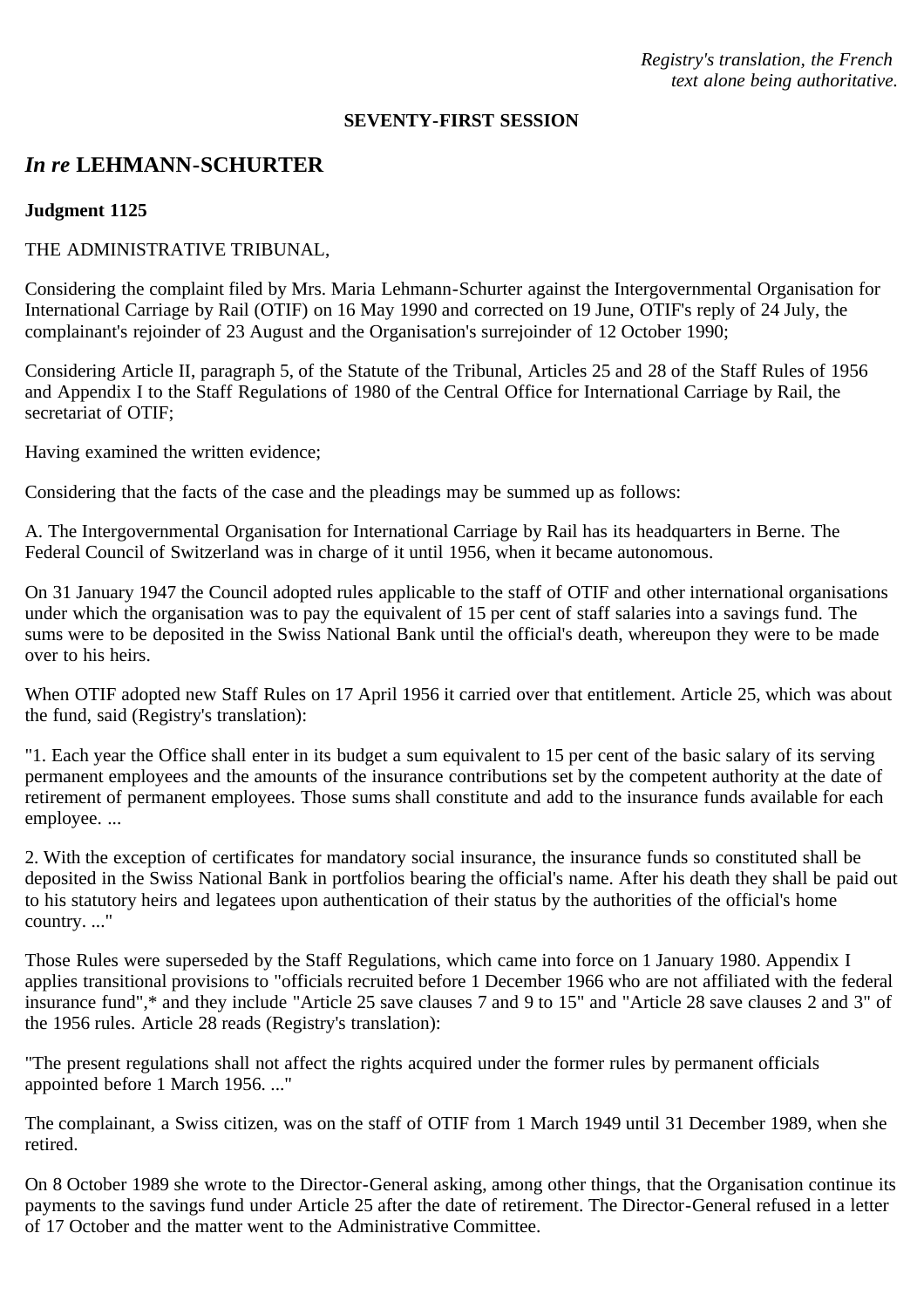*Registry's translation, the French text alone being authoritative.*

**SEVENTY-FIRST SESSION**

## *In re* LEHMANN-SCHURTER

**Judgment 1125**

THE ADMINISTRATIVE TRIBUNAL,

Considering the complaint filed by Mrs. Maria Lehmann-Schurter against the Intergovernmental Organisation for International Carriage by Rail (OTIF) on 16 May 1990 and corrected on 19 June, OTIF's reply of 24 July, the complainant's rejoinder of 23 August and the Organisation's surrejoinder of 12 October 1990;

Considering Article II, paragraph 5, of the Statute of the Tribunal, Articles 25 and 28 of the Staff Rules of 1956 and Appendix I to the Staff Regulations of 1980 of the Central Office for International Carriage by Rail, the secretariat of OTIF;

Having examined the written evidence;

Considering that the facts of the case and the pleadings may be summed up as follows:

A. The Intergovernmental Organisation for International Carriage by Rail has its headquarters in Berne. The Federal Council of Switzerland was in charge of it until 1956, when it became autonomous.

On 31 January 1947 the Council adopted rules applicable to the staff of OTIF and other international organisations under which the organisation was to pay the equivalent of 15 per cent of staff salaries into a savings fund. The sums were to be deposited in the Swiss National Bank until the official's death, whereupon they were to be made over to his heirs.

When OTIF adopted new Staff Rules on 17 April 1956 it carried over that entitlement. Article 25, which was about the fund, said (Registry's translation):

"1. Each year the Office shall enter in its budget a sum equivalent to 15 per cent of the basic salary of its serving permanent employees and the amounts of the insurance contributions set by the competent authority at the date of retirement of permanent employees. Those sums shall constitute and add to the insurance funds available for each employee. ...

2. With the exception of certificates for mandatory social insurance, the insurance funds so constituted shall be deposited in the Swiss National Bank in portfolios bearing the official's name. After his death they shall be paid out to his statutory heirs and legatees upon authentication of their status by the authorities of the official's home country. ..."

Those Rules were superseded by the Staff Regulations, which came into force on 1 January 1980. Appendix I applies transitional provisions to "officials recruited before 1 December 1966 who are not affiliated with the federal insurance fund",* and they include "Article 25 save clauses 7 and 9 to 15" and "Article 28 save clauses 2 and 3" of the 1956 rules. Article 28 reads (Registry's translation):

"The present regulations shall not affect the rights acquired under the former rules by permanent officials appointed before 1 March 1956. ..."

The complainant, a Swiss citizen, was on the staff of OTIF from 1 March 1949 until 31 December 1989, when she retired.

On 8 October 1989 she wrote to the Director-General asking, among other things, that the Organisation continue its payments to the savings fund under Article 25 after the date of retirement. The Director-General refused in a letter of 17 October and the matter went to the Administrative Committee.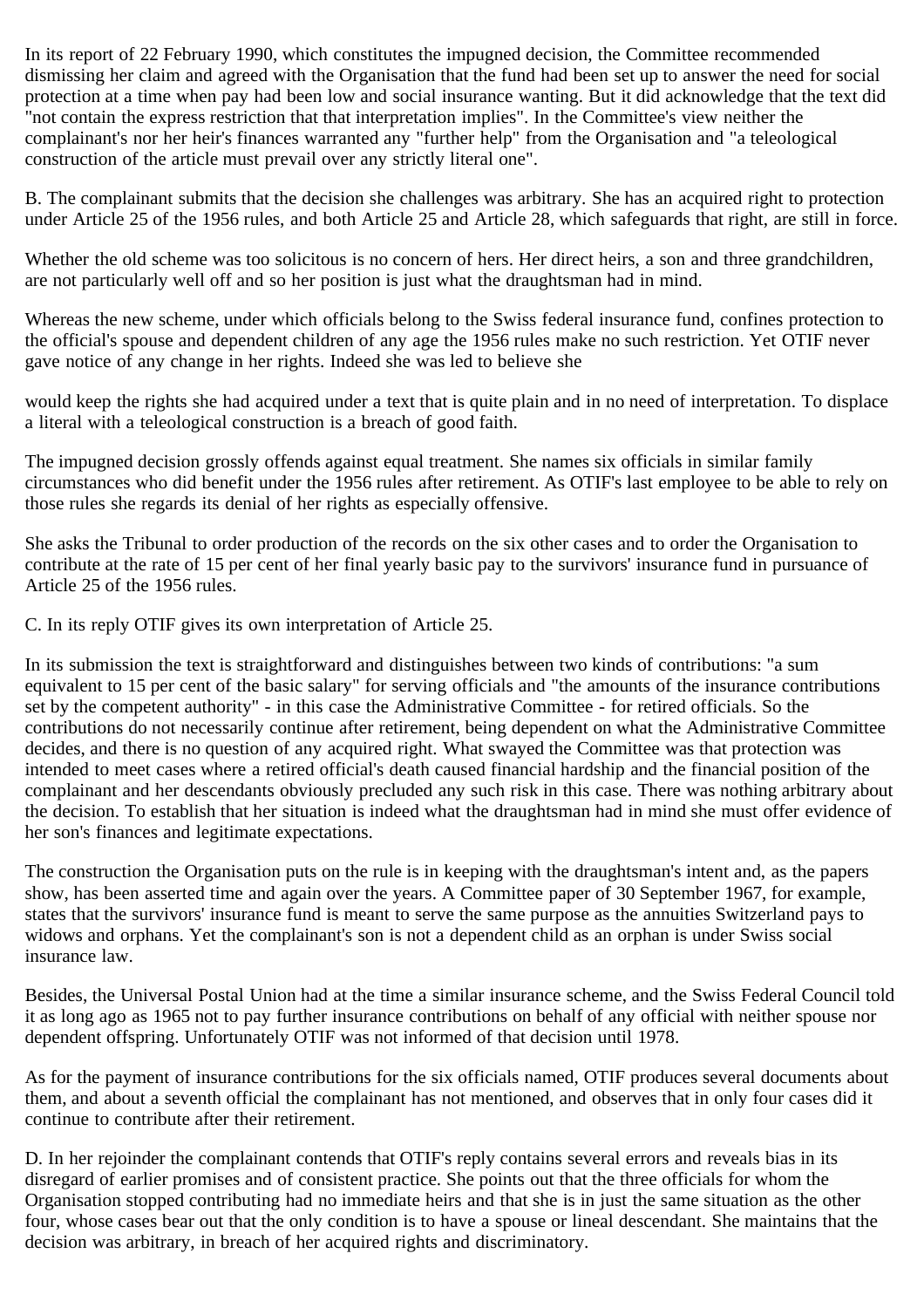In its report of 22 February 1990, which constitutes the impugned decision, the Committee recommended dismissing her claim and agreed with the Organisation that the fund had been set up to answer the need for social protection at a time when pay had been low and social insurance wanting. But it did acknowledge that the text did "not contain the express restriction that that interpretation implies". In the Committee's view neither the complainant's nor her heir's finances warranted any "further help" from the Organisation and "a teleological construction of the article must prevail over any strictly literal one".

B. The complainant submits that the decision she challenges was arbitrary. She has an acquired right to protection under Article 25 of the 1956 rules, and both Article 25 and Article 28, which safeguards that right, are still in force.

Whether the old scheme was too solicitous is no concern of hers. Her direct heirs, a son and three grandchildren, are not particularly well off and so her position is just what the draughtsman had in mind.

Whereas the new scheme, under which officials belong to the Swiss federal insurance fund, confines protection to the official's spouse and dependent children of any age the 1956 rules make no such restriction. Yet OTIF never gave notice of any change in her rights. Indeed she was led to believe she would keep the rights she had acquired under a text that is quite plain and in no need of interpretation. To displace a literal with a teleological construction is a breach of good faith.

The impugned decision grossly offends against equal treatment. She names six officials in similar family circumstances who did benefit under the 1956 rules after retirement. As OTIF's last employee to be able to rely on those rules she regards its denial of her rights as especially offensive.

She asks the Tribunal to order production of the records on the six other cases and to order the Organisation to contribute at the rate of 15 per cent of her final yearly basic pay to the survivors' insurance fund in pursuance of Article 25 of the 1956 rules.

C. In its reply OTIF gives its own interpretation of Article 25.

In its submission the text is straightforward and distinguishes between two kinds of contributions: "a sum equivalent to 15 per cent of the basic salary" for serving officials and "the amounts of the insurance contributions set by the competent authority" - in this case the Administrative Committee - for retired officials. So the contributions do not necessarily continue after retirement, being dependent on what the Administrative Committee decides, and there is no question of any acquired right. What swayed the Committee was that protection was intended to meet cases where a retired official's death caused financial hardship and the financial position of the complainant and her descendants obviously precluded any such risk in this case. There was nothing arbitrary about the decision. To establish that her situation is indeed what the draughtsman had in mind she must offer evidence of her son's finances and legitimate expectations.

The construction the Organisation puts on the rule is in keeping with the draughtsman's intent and, as the papers show, has been asserted time and again over the years. A Committee paper of 30 September 1967, for example, states that the survivors' insurance fund is meant to serve the same purpose as the annuities Switzerland pays to widows and orphans. Yet the complainant's son is not a dependent child as an orphan is under Swiss social insurance law.

Besides, the Universal Postal Union had at the time a similar insurance scheme, and the Swiss Federal Council told it as long ago as 1965 not to pay further insurance contributions on behalf of any official with neither spouse nor dependent offspring. Unfortunately OTIF was not informed of that decision until 1978.

As for the payment of insurance contributions for the six officials named, OTIF produces several documents about them, and about a seventh official the complainant has not mentioned, and observes that in only four cases did it continue to contribute after their retirement.

D. In her rejoinder the complainant contends that OTIF's reply contains several errors and reveals bias in its disregard of earlier promises and of consistent practice. She points out that the three officials for whom the Organisation stopped contributing had no immediate heirs and that she is in just the same situation as the other four, whose cases bear out that the only condition is to have a spouse or lineal descendant. She maintains that the decision was arbitrary, in breach of her acquired rights and discriminatory.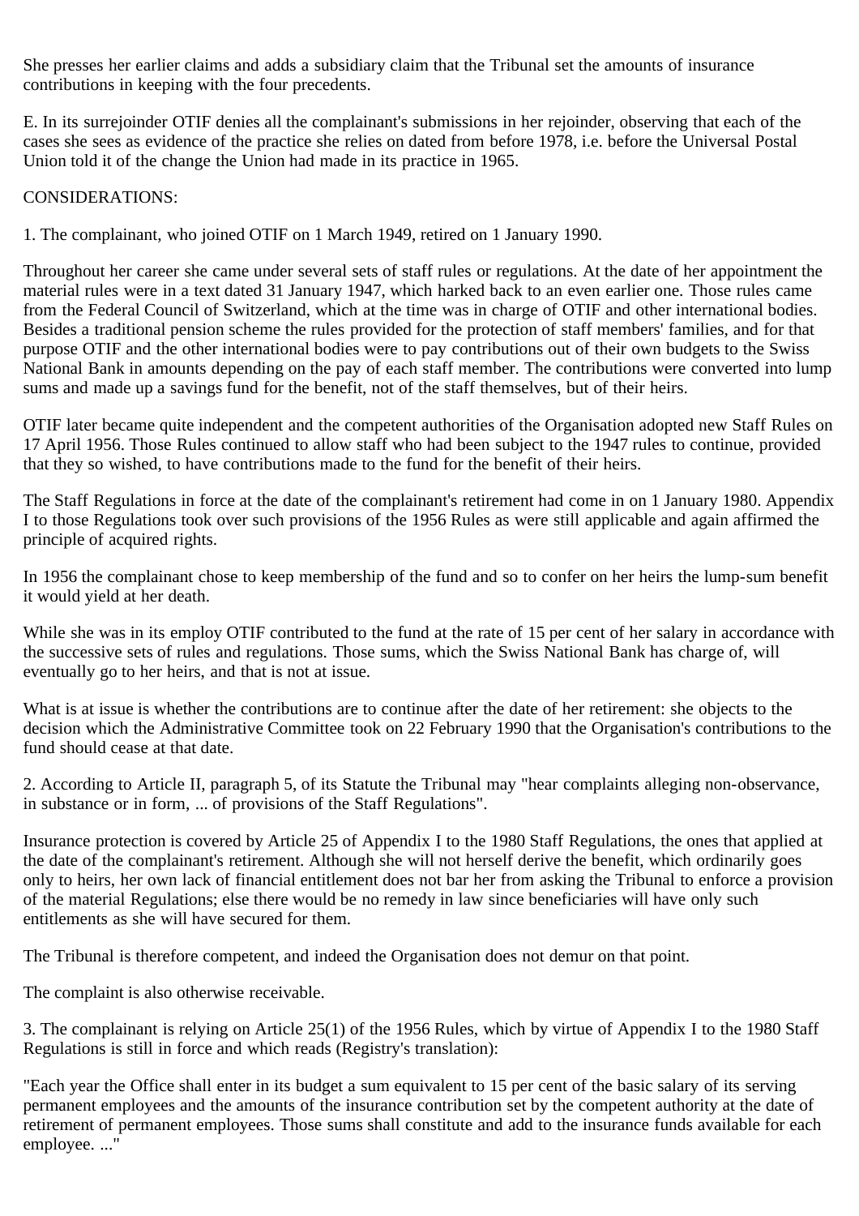She presses her earlier claims and adds a subsidiary claim that the Tribunal set the amounts of insurance contributions in keeping with the four precedents.

E. In its surrejoinder OTIF denies all the complainant's submissions in her rejoinder, observing that each of the cases she sees as evidence of the practice she relies on dated from before 1978, i.e. before the Universal Postal Union told it of the change the Union had made in its practice in 1965.

CONSIDERATIONS:

1. The complainant, who joined OTIF on 1 March 1949, retired on 1 January 1990.

Throughout her career she came under several sets of staff rules or regulations. At the date of her appointment the material rules were in a text dated 31 January 1947, which harked back to an even earlier one. Those rules came from the Federal Council of Switzerland, which at the time was in charge of OTIF and other international bodies. Besides a traditional pension scheme the rules provided for the protection of staff members' families, and for that purpose OTIF and the other international bodies were to pay contributions out of their own budgets to the Swiss National Bank in amounts depending on the pay of each staff member. The contributions were converted into lump sums and made up a savings fund for the benefit, not of the staff themselves, but of their heirs.

OTIF later became quite independent and the competent authorities of the Organisation adopted new Staff Rules on 17 April 1956. Those Rules continued to allow staff who had been subject to the 1947 rules to continue, provided that they so wished, to have contributions made to the fund for the benefit of their heirs.

The Staff Regulations in force at the date of the complainant's retirement had come in on 1 January 1980. Appendix I to those Regulations took over such provisions of the 1956 Rules as were still applicable and again affirmed the principle of acquired rights.

In 1956 the complainant chose to keep membership of the fund and so to confer on her heirs the lump-sum benefit it would yield at her death.

While she was in its employ OTIF contributed to the fund at the rate of 15 per cent of her salary in accordance with the successive sets of rules and regulations. Those sums, which the Swiss National Bank has charge of, will eventually go to her heirs, and that is not at issue.

What is at issue is whether the contributions are to continue after the date of her retirement: she objects to the decision which the Administrative Committee took on 22 February 1990 that the Organisation's contributions to the fund should cease at that date.

2. According to Article II, paragraph 5, of its Statute the Tribunal may "hear complaints alleging non-observance, in substance or in form, ... of provisions of the Staff Regulations".

Insurance protection is covered by Article 25 of Appendix I to the 1980 Staff Regulations, the ones that applied at the date of the complainant's retirement. Although she will not herself derive the benefit, which ordinarily goes only to heirs, her own lack of financial entitlement does not bar her from asking the Tribunal to enforce a provision of the material Regulations; else there would be no remedy in law since beneficiaries will have only such entitlements as she will have secured for them.

The Tribunal is therefore competent, and indeed the Organisation does not demur on that point.

The complaint is also otherwise receivable.

3. The complainant is relying on Article 25(1) of the 1956 Rules, which by virtue of Appendix I to the 1980 Staff Regulations is still in force and which reads (Registry's translation):

"Each year the Office shall enter in its budget a sum equivalent to 15 per cent of the basic salary of its serving permanent employees and the amounts of the insurance contribution set by the competent authority at the date of retirement of permanent employees. Those sums shall constitute and add to the insurance funds available for each employee. ..."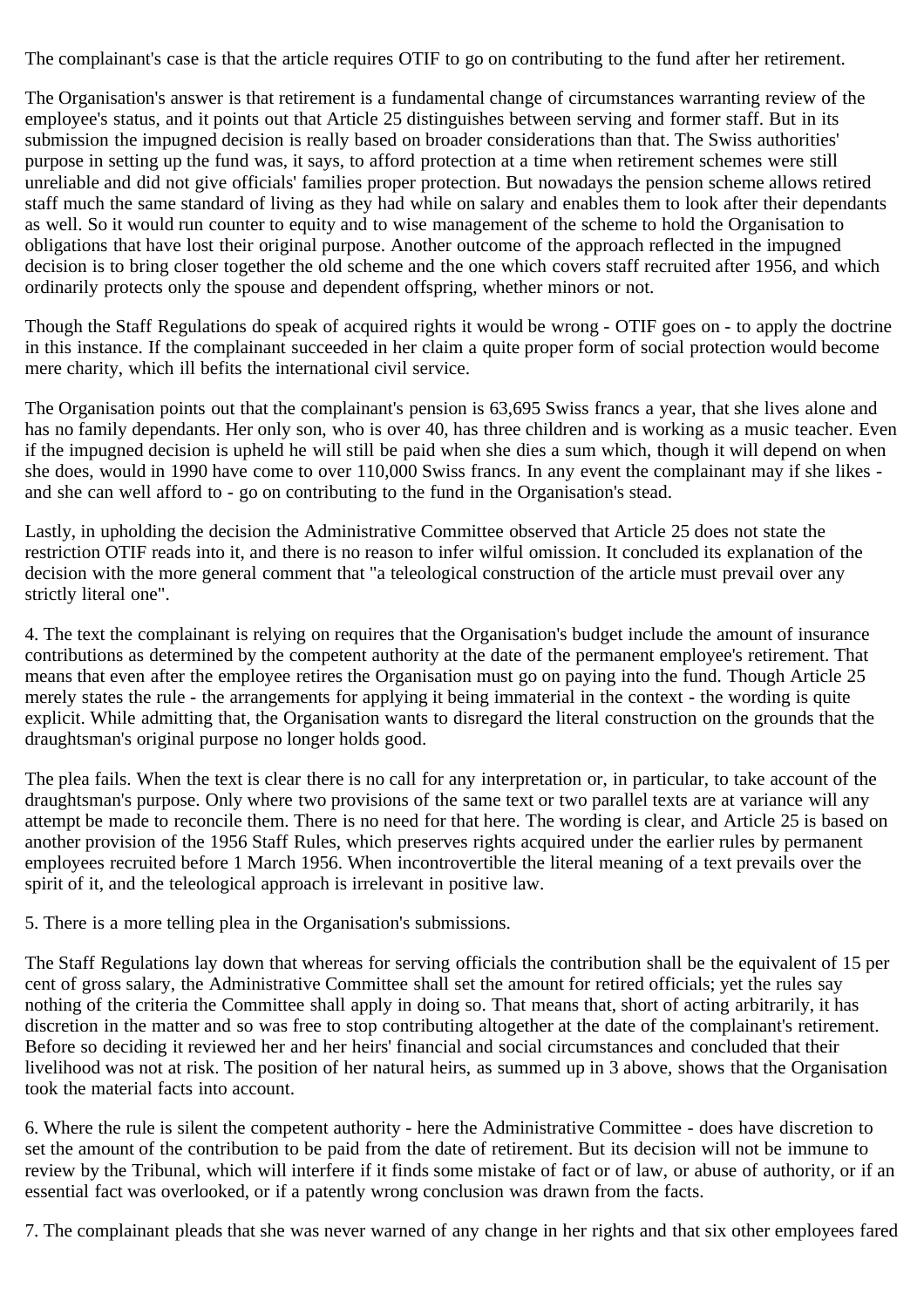The complainant's case is that the article requires OTIF to go on contributing to the fund after her retirement.

The Organisation's answer is that retirement is a fundamental change of circumstances warranting review of the employee's status, and it points out that Article 25 distinguishes between serving and former staff. But in its submission the impugned decision is really based on broader considerations than that. The Swiss authorities' purpose in setting up the fund was, it says, to afford protection at a time when retirement schemes were still unreliable and did not give officials' families proper protection. But nowadays the pension scheme allows retired staff much the same standard of living as they had while on salary and enables them to look after their dependants as well. So it would run counter to equity and to wise management of the scheme to hold the Organisation to obligations that have lost their original purpose. Another outcome of the approach reflected in the impugned decision is to bring closer together the old scheme and the one which covers staff recruited after 1956, and which ordinarily protects only the spouse and dependent offspring, whether minors or not.

Though the Staff Regulations do speak of acquired rights it would be wrong - OTIF goes on - to apply the doctrine in this instance. If the complainant succeeded in her claim a quite proper form of social protection would become mere charity, which ill befits the international civil service.

The Organisation points out that the complainant's pension is 63,695 Swiss francs a year, that she lives alone and has no family dependants. Her only son, who is over 40, has three children and is working as a music teacher. Even if the impugned decision is upheld he will still be paid when she dies a sum which, though it will depend on when she does, would in 1990 have come to over 110,000 Swiss francs. In any event the complainant may if she likes - and she can well afford to - go on contributing to the fund in the Organisation's stead.

Lastly, in upholding the decision the Administrative Committee observed that Article 25 does not state the restriction OTIF reads into it, and there is no reason to infer wilful omission. It concluded its explanation of the decision with the more general comment that "a teleological construction of the article must prevail over any strictly literal one".

4. The text the complainant is relying on requires that the Organisation's budget include the amount of insurance contributions as determined by the competent authority at the date of the permanent employee's retirement. That means that even after the employee retires the Organisation must go on paying into the fund. Though Article 25 merely states the rule - the arrangements for applying it being immaterial in the context - the wording is quite explicit. While admitting that, the Organisation wants to disregard the literal construction on the grounds that the draughtsman's original purpose no longer holds good.

The plea fails. When the text is clear there is no call for any interpretation or, in particular, to take account of the draughtsman's purpose. Only where two provisions of the same text or two parallel texts are at variance will any attempt be made to reconcile them. There is no need for that here. The wording is clear, and Article 25 is based on another provision of the 1956 Staff Rules, which preserves rights acquired under the earlier rules by permanent employees recruited before 1 March 1956. When incontrovertible the literal meaning of a text prevails over the spirit of it, and the teleological approach is irrelevant in positive law.

5. There is a more telling plea in the Organisation's submissions.

The Staff Regulations lay down that whereas for serving officials the contribution shall be the equivalent of 15 per cent of gross salary, the Administrative Committee shall set the amount for retired officials; yet the rules say nothing of the criteria the Committee shall apply in doing so. That means that, short of acting arbitrarily, it has discretion in the matter and so was free to stop contributing altogether at the date of the complainant's retirement. Before so deciding it reviewed her and her heirs' financial and social circumstances and concluded that their livelihood was not at risk. The position of her natural heirs, as summed up in 3 above, shows that the Organisation took the material facts into account.

6. Where the rule is silent the competent authority - here the Administrative Committee - does have discretion to set the amount of the contribution to be paid from the date of retirement. But its decision will not be immune to review by the Tribunal, which will interfere if it finds some mistake of fact or of law, or abuse of authority, or if an essential fact was overlooked, or if a patently wrong conclusion was drawn from the facts.

7. The complainant pleads that she was never warned of any change in her rights and that six other employees fared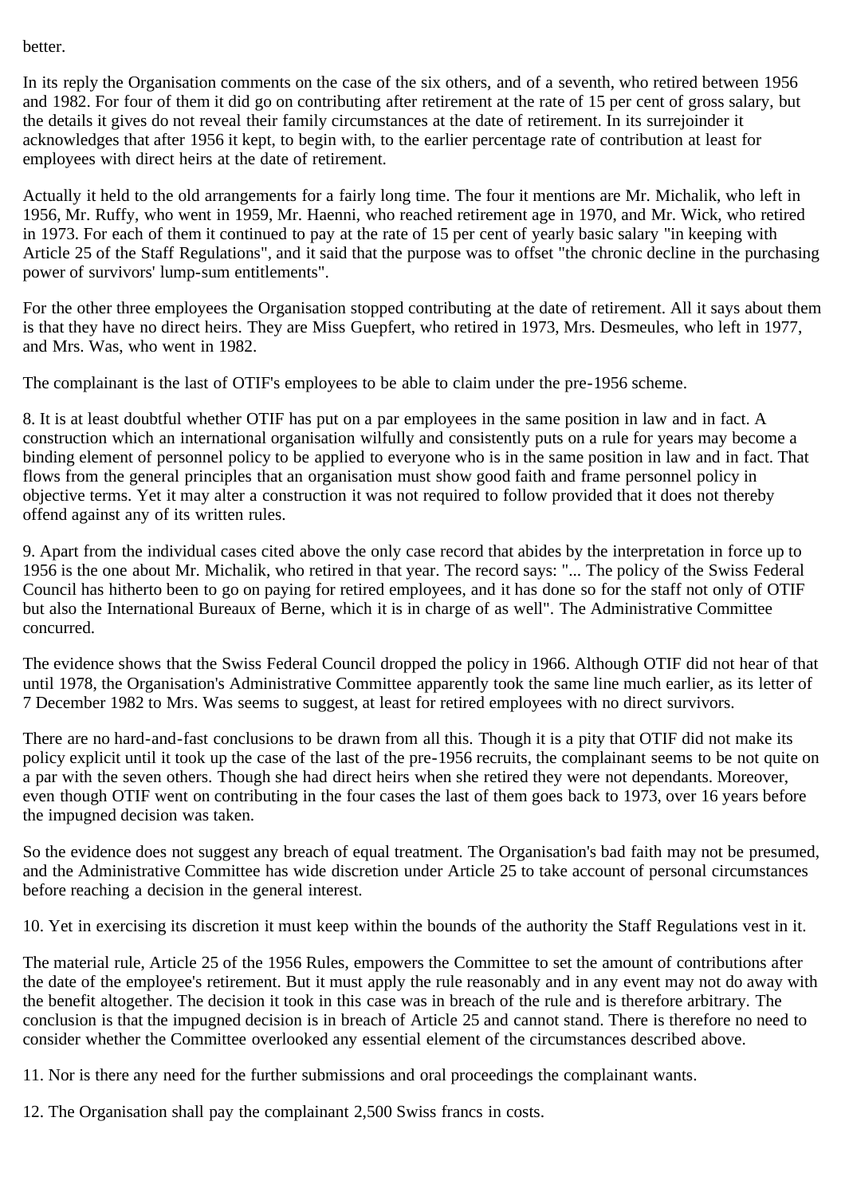better.

In its reply the Organisation comments on the case of the six others, and of a seventh, who retired between 1956 and 1982. For four of them it did go on contributing after retirement at the rate of 15 per cent of gross salary, but the details it gives do not reveal their family circumstances at the date of retirement. In its surrejoinder it acknowledges that after 1956 it kept, to begin with, to the earlier percentage rate of contribution at least for employees with direct heirs at the date of retirement.

Actually it held to the old arrangements for a fairly long time. The four it mentions are Mr. Michalik, who left in 1956, Mr. Ruffy, who went in 1959, Mr. Haenni, who reached retirement age in 1970, and Mr. Wick, who retired in 1973. For each of them it continued to pay at the rate of 15 per cent of yearly basic salary "in keeping with Article 25 of the Staff Regulations", and it said that the purpose was to offset "the chronic decline in the purchasing power of survivors' lump-sum entitlements".

For the other three employees the Organisation stopped contributing at the date of retirement. All it says about them is that they have no direct heirs. They are Miss Guepfert, who retired in 1973, Mrs. Desmeules, who left in 1977, and Mrs. Was, who went in 1982.

The complainant is the last of OTIF's employees to be able to claim under the pre-1956 scheme.

8. It is at least doubtful whether OTIF has put on a par employees in the same position in law and in fact. A construction which an international organisation wilfully and consistently puts on a rule for years may become a binding element of personnel policy to be applied to everyone who is in the same position in law and in fact. That flows from the general principles that an organisation must show good faith and frame personnel policy in objective terms. Yet it may alter a construction it was not required to follow provided that it does not thereby offend against any of its written rules.

9. Apart from the individual cases cited above the only case record that abides by the interpretation in force up to 1956 is the one about Mr. Michalik, who retired in that year. The record says: "... The policy of the Swiss Federal Council has hitherto been to go on paying for retired employees, and it has done so for the staff not only of OTIF but also the International Bureaux of Berne, which it is in charge of as well". The Administrative Committee concurred.

The evidence shows that the Swiss Federal Council dropped the policy in 1966. Although OTIF did not hear of that until 1978, the Organisation's Administrative Committee apparently took the same line much earlier, as its letter of 7 December 1982 to Mrs. Was seems to suggest, at least for retired employees with no direct survivors.

There are no hard-and-fast conclusions to be drawn from all this. Though it is a pity that OTIF did not make its policy explicit until it took up the case of the last of the pre-1956 recruits, the complainant seems to be not quite on a par with the seven others. Though she had direct heirs when she retired they were not dependants. Moreover, even though OTIF went on contributing in the four cases the last of them goes back to 1973, over 16 years before the impugned decision was taken.

So the evidence does not suggest any breach of equal treatment. The Organisation's bad faith may not be presumed, and the Administrative Committee has wide discretion under Article 25 to take account of personal circumstances before reaching a decision in the general interest.

10. Yet in exercising its discretion it must keep within the bounds of the authority the Staff Regulations vest in it.

The material rule, Article 25 of the 1956 Rules, empowers the Committee to set the amount of contributions after the date of the employee's retirement. But it must apply the rule reasonably and in any event may not do away with the benefit altogether. The decision it took in this case was in breach of the rule and is therefore arbitrary. The conclusion is that the impugned decision is in breach of Article 25 and cannot stand. There is therefore no need to consider whether the Committee overlooked any essential element of the circumstances described above.

11. Nor is there any need for the further submissions and oral proceedings the complainant wants.

12. The Organisation shall pay the complainant 2,500 Swiss francs in costs.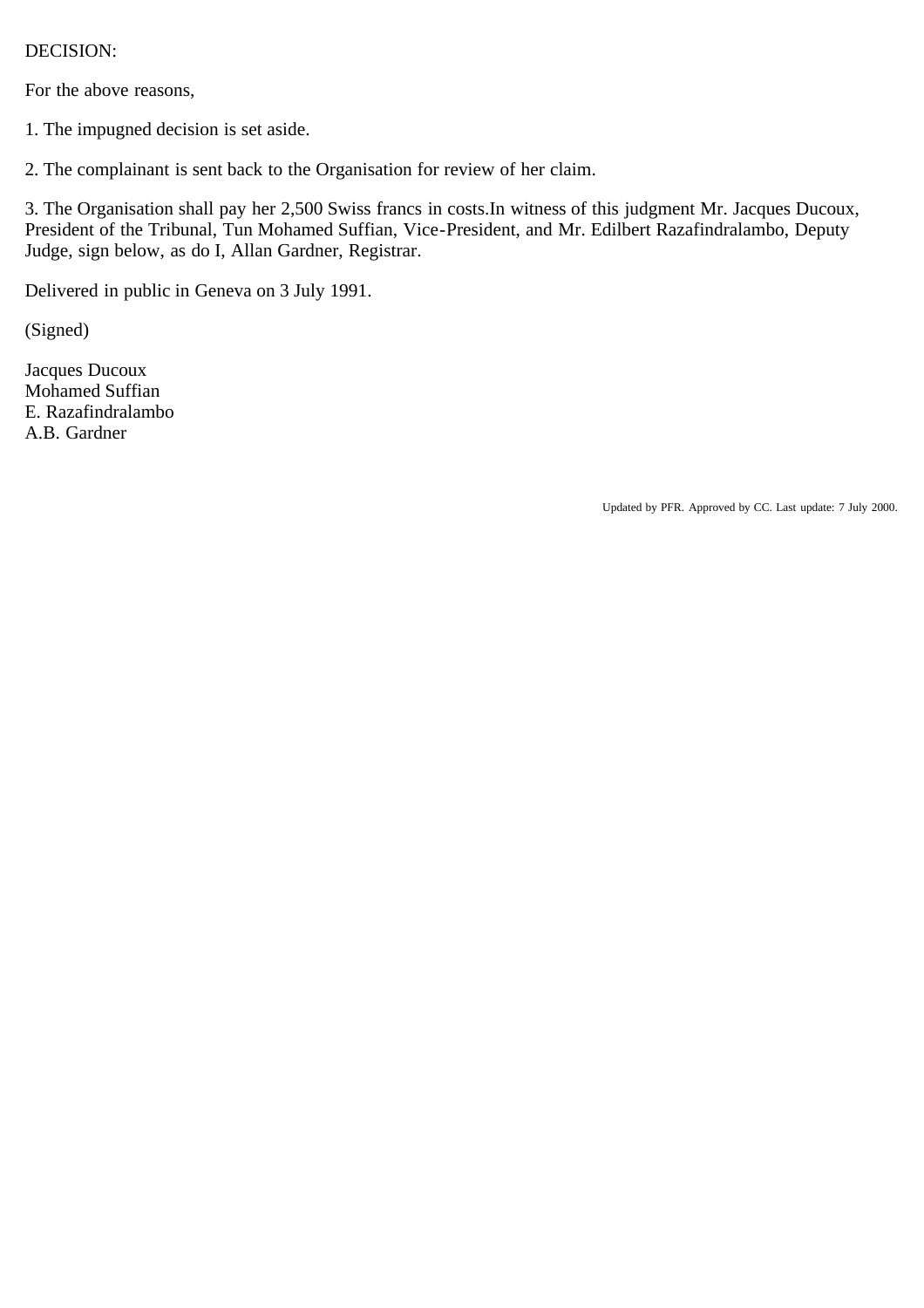DECISION:

For the above reasons,

1. The impugned decision is set aside.

2. The complainant is sent back to the Organisation for review of her claim.

3. The Organisation shall pay her 2,500 Swiss francs in costs.In witness of this judgment Mr. Jacques Ducoux, President of the Tribunal, Tun Mohamed Suffian, Vice-President, and Mr. Edilbert Razafindralambo, Deputy Judge, sign below, as do I, Allan Gardner, Registrar.

Delivered in public in Geneva on 3 July 1991.

(Signed)

Jacques Ducoux
Mohamed Suffian
E. Razafindralambo
A.B. Gardner

Updated by PFR. Approved by CC. Last update: 7 July 2000.